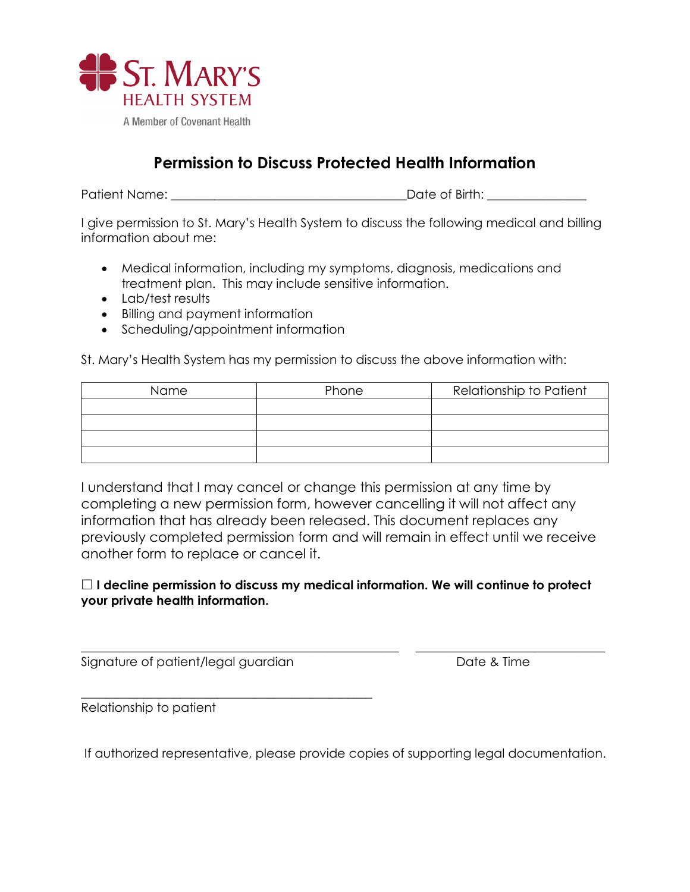ST. MARY'S
HEALTH SYSTEM
A Member of Covenant Health

# Permission to Discuss Protected Health Information

Patient Name: ______________________________________ Date of Birth: ________________

I give permission to St. Mary's Health System to discuss the following medical and billing information about me:

- Medical information, including my symptoms, diagnosis, medications and treatment plan. This may include sensitive information.
- Lab/test results
- Billing and payment information
- Scheduling/appointment information

St. Mary's Health System has my permission to discuss the above information with:

| Name | Phone | Relationship to Patient |
|---|---|---|
| | | |
| | | |
| | | |
| | | |

I understand that I may cancel or change this permission at any time by completing a new permission form, however cancelling it will not affect any information that has already been released. This document replaces any previously completed permission form and will remain in effect until we receive another form to replace or cancel it.

☐ **I decline permission to discuss my medical information. We will continue to protect your private health information.**

__________________________________________________ ______________________________
Signature of patient/legal guardian Date & Time

______________________________________________
Relationship to patient

If authorized representative, please provide copies of supporting legal documentation.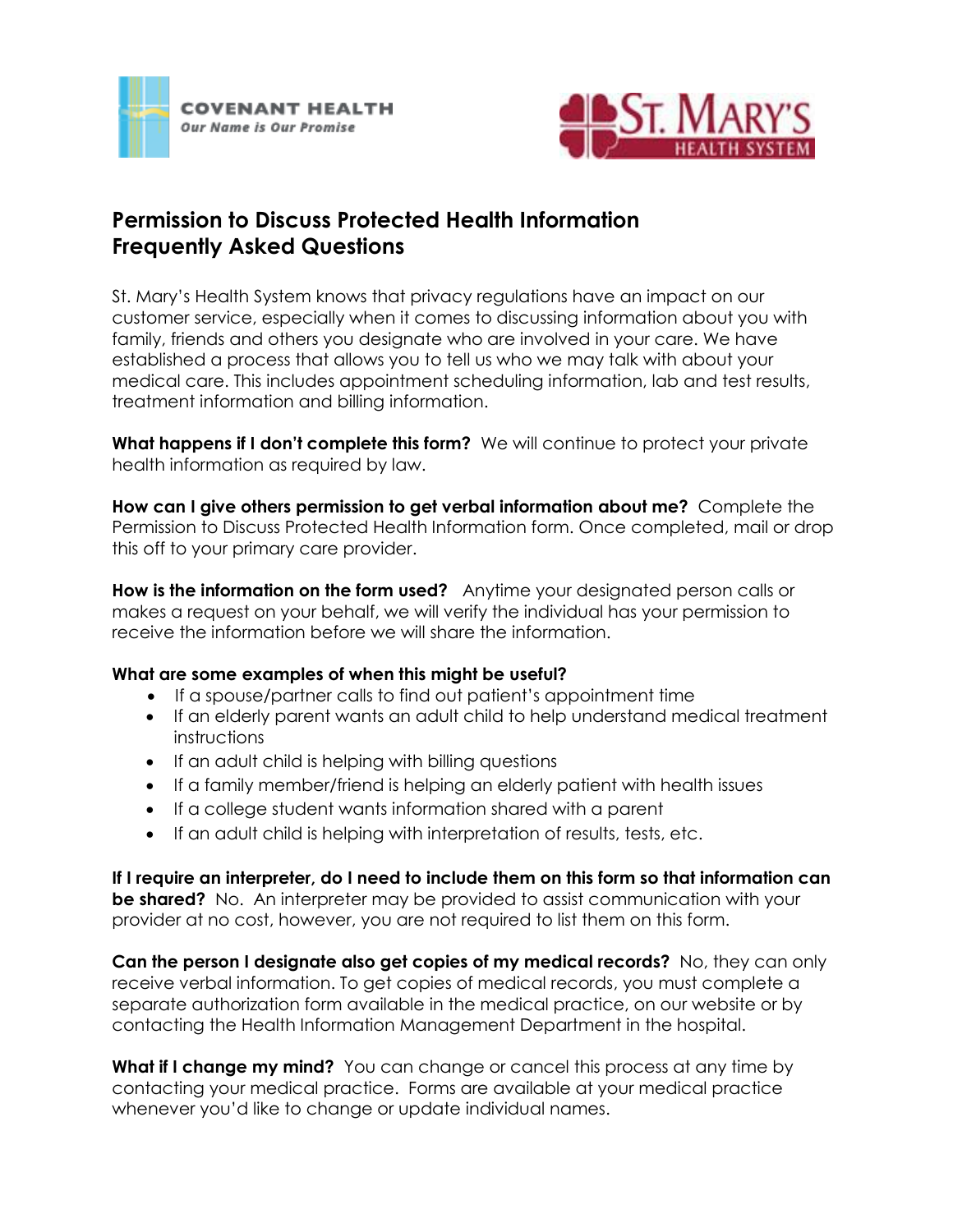COVENANT HEALTH
*Our Name is Our Promise*

ST. MARY'S
HEALTH SYSTEM

# Permission to Discuss Protected Health Information Frequently Asked Questions

St. Mary's Health System knows that privacy regulations have an impact on our customer service, especially when it comes to discussing information about you with family, friends and others you designate who are involved in your care. We have established a process that allows you to tell us who we may talk with about your medical care. This includes appointment scheduling information, lab and test results, treatment information and billing information.

**What happens if I don't complete this form?** We will continue to protect your private health information as required by law.

**How can I give others permission to get verbal information about me?** Complete the Permission to Discuss Protected Health Information form. Once completed, mail or drop this off to your primary care provider.

**How is the information on the form used?** Anytime your designated person calls or makes a request on your behalf, we will verify the individual has your permission to receive the information before we will share the information.

**What are some examples of when this might be useful?**

- If a spouse/partner calls to find out patient's appointment time
- If an elderly parent wants an adult child to help understand medical treatment instructions
- If an adult child is helping with billing questions
- If a family member/friend is helping an elderly patient with health issues
- If a college student wants information shared with a parent
- If an adult child is helping with interpretation of results, tests, etc.

**If I require an interpreter, do I need to include them on this form so that information can be shared?** No. An interpreter may be provided to assist communication with your provider at no cost, however, you are not required to list them on this form.

**Can the person I designate also get copies of my medical records?** No, they can only receive verbal information. To get copies of medical records, you must complete a separate authorization form available in the medical practice, on our website or by contacting the Health Information Management Department in the hospital.

**What if I change my mind?** You can change or cancel this process at any time by contacting your medical practice. Forms are available at your medical practice whenever you'd like to change or update individual names.